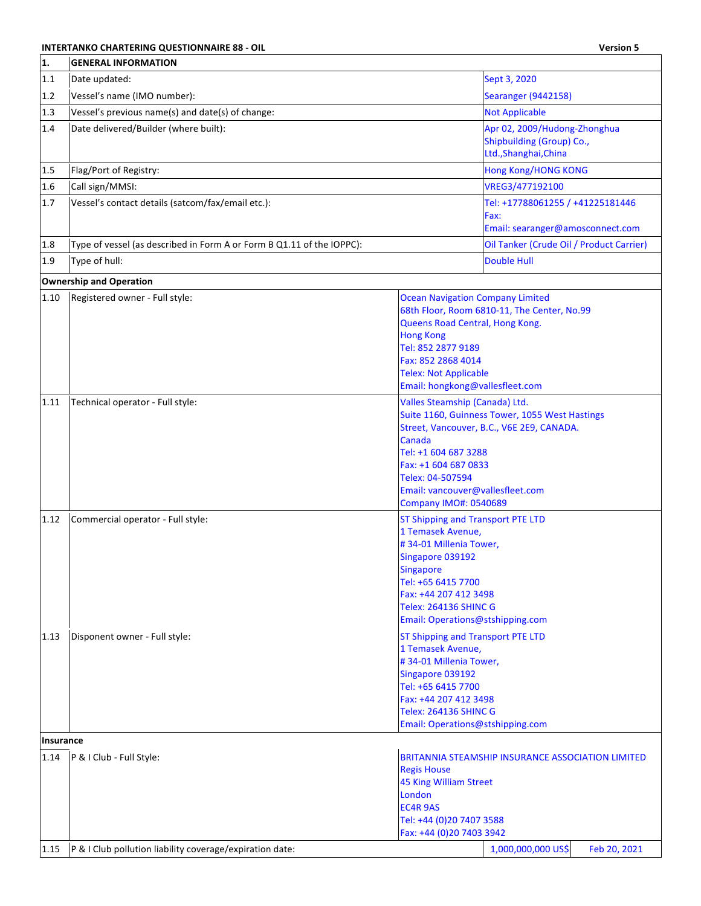**INTERTANKO CHARTERING QUESTIONNAIRE 88 - OIL** | **Version 5**

| 1. | GENERAL INFORMATION | | |
|---|---|---|---|
| 1.1 | Date updated: | Sept 3, 2020 | |
| 1.2 | Vessel's name (IMO number): | Searanger (9442158) | |
| 1.3 | Vessel's previous name(s) and date(s) of change: | Not Applicable | |
| 1.4 | Date delivered/Builder (where built): | Apr 02, 2009/Hudong-Zhonghua Shipbuilding (Group) Co., Ltd.,Shanghai,China | |
| 1.5 | Flag/Port of Registry: | Hong Kong/HONG KONG | |
| 1.6 | Call sign/MMSI: | VREG3/477192100 | |
| 1.7 | Vessel's contact details (satcom/fax/email etc.): | Tel: +17788061255 / +41225181446<br>Fax:<br>Email: searanger@amosconnect.com | |
| 1.8 | Type of vessel (as described in Form A or Form B Q1.11 of the IOPPC): | Oil Tanker (Crude Oil / Product Carrier) | |
| 1.9 | Type of hull: | Double Hull | |
| **Ownership and Operation** | | | |
| 1.10 | Registered owner - Full style: | Ocean Navigation Company Limited<br>68th Floor, Room 6810-11, The Center, No.99 Queens Road Central, Hong Kong.<br>Hong Kong<br>Tel: 852 2877 9189<br>Fax: 852 2868 4014<br>Telex: Not Applicable<br>Email: hongkong@vallesfleet.com | |
| 1.11 | Technical operator - Full style: | Valles Steamship (Canada) Ltd.<br>Suite 1160, Guinness Tower, 1055 West Hastings Street, Vancouver, B.C., V6E 2E9, CANADA.<br>Canada<br>Tel: +1 604 687 3288<br>Fax: +1 604 687 0833<br>Telex: 04-507594<br>Email: vancouver@vallesfleet.com<br>Company IMO#: 0540689 | |
| 1.12 | Commercial operator - Full style: | ST Shipping and Transport PTE LTD<br>1 Temasek Avenue,<br># 34-01 Millenia Tower,<br>Singapore 039192<br>Singapore<br>Tel: +65 6415 7700<br>Fax: +44 207 412 3498<br>Telex: 264136 SHINC G<br>Email: Operations@stshipping.com | |
| 1.13 | Disponent owner - Full style: | ST Shipping and Transport PTE LTD<br>1 Temasek Avenue,<br># 34-01 Millenia Tower,<br>Singapore 039192<br>Tel: +65 6415 7700<br>Fax: +44 207 412 3498<br>Telex: 264136 SHINC G<br>Email: Operations@stshipping.com | |
| **Insurance** | | | |
| 1.14 | P & I Club - Full Style: | BRITANNIA STEAMSHIP INSURANCE ASSOCIATION LIMITED<br>Regis House<br>45 King William Street<br>London<br>EC4R 9AS<br>Tel: +44 (0)20 7407 3588<br>Fax: +44 (0)20 7403 3942 | |
| 1.15 | P & I Club pollution liability coverage/expiration date: | 1,000,000,000 US$ | Feb 20, 2021 |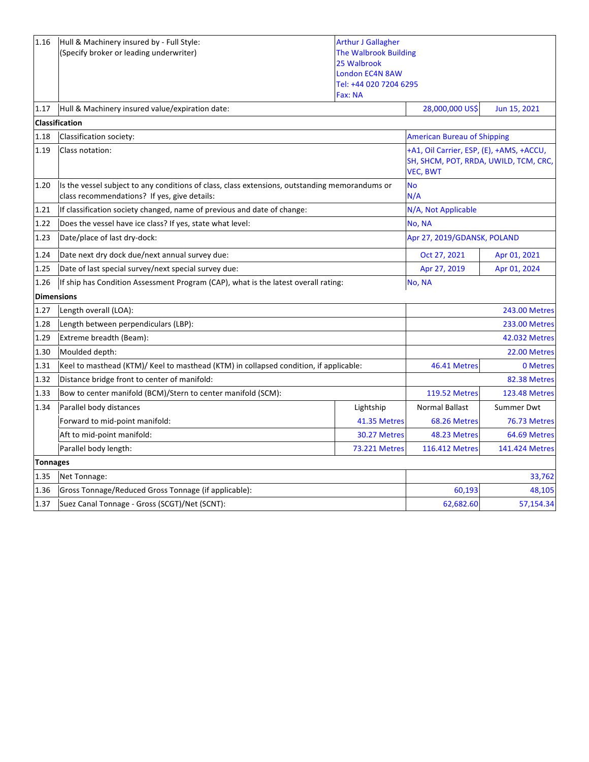| | | | | |
|---|---|---|---|---|
| 1.16 | Hull & Machinery insured by - Full Style:<br>(Specify broker or leading underwriter) | Arthur J Gallagher<br>The Walbrook Building<br>25 Walbrook<br>London EC4N 8AW<br>Tel: +44 020 7204 6295<br>Fax: NA | | |
| 1.17 | Hull & Machinery insured value/expiration date: | | 28,000,000 US$ | Jun 15, 2021 |
| **Classification** | | | | |
| 1.18 | Classification society: | | American Bureau of Shipping | |
| 1.19 | Class notation: | | +A1, Oil Carrier, ESP, (E), +AMS, +ACCU, SH, SHCM, POT, RRDA, UWILD, TCM, CRC, VEC, BWT | |
| 1.20 | Is the vessel subject to any conditions of class, class extensions, outstanding memorandums or class recommendations? If yes, give details: | | No<br>N/A | |
| 1.21 | If classification society changed, name of previous and date of change: | | N/A, Not Applicable | |
| 1.22 | Does the vessel have ice class? If yes, state what level: | | No, NA | |
| 1.23 | Date/place of last dry-dock: | | Apr 27, 2019/GDANSK, POLAND | |
| 1.24 | Date next dry dock due/next annual survey due: | | Oct 27, 2021 | Apr 01, 2021 |
| 1.25 | Date of last special survey/next special survey due: | | Apr 27, 2019 | Apr 01, 2024 |
| 1.26 | If ship has Condition Assessment Program (CAP), what is the latest overall rating: | | No, NA | |
| **Dimensions** | | | | |
| 1.27 | Length overall (LOA): | | | 243.00 Metres |
| 1.28 | Length between perpendiculars (LBP): | | | 233.00 Metres |
| 1.29 | Extreme breadth (Beam): | | | 42.032 Metres |
| 1.30 | Moulded depth: | | | 22.00 Metres |
| 1.31 | Keel to masthead (KTM)/ Keel to masthead (KTM) in collapsed condition, if applicable: | | 46.41 Metres | 0 Metres |
| 1.32 | Distance bridge front to center of manifold: | | | 82.38 Metres |
| 1.33 | Bow to center manifold (BCM)/Stern to center manifold (SCM): | | 119.52 Metres | 123.48 Metres |
| 1.34 | Parallel body distances | Lightship | Normal Ballast | Summer Dwt |
| | Forward to mid-point manifold: | 41.35 Metres | 68.26 Metres | 76.73 Metres |
| | Aft to mid-point manifold: | 30.27 Metres | 48.23 Metres | 64.69 Metres |
| | Parallel body length: | 73.221 Metres | 116.412 Metres | 141.424 Metres |
| **Tonnages** | | | | |
| 1.35 | Net Tonnage: | | | 33,762 |
| 1.36 | Gross Tonnage/Reduced Gross Tonnage (if applicable): | | 60,193 | 48,105 |
| 1.37 | Suez Canal Tonnage - Gross (SCGT)/Net (SCNT): | | 62,682.60 | 57,154.34 |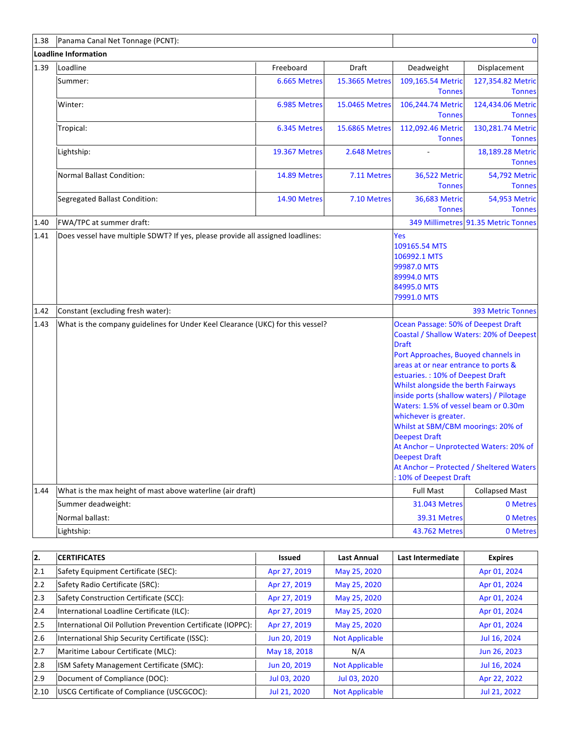| | | | | | |
|---|---|---|---|---|---|
| 1.38 | Panama Canal Net Tonnage (PCNT): | | | | 0 |
| **Loadline Information** | | | | | |
| 1.39 | Loadline | Freeboard | Draft | Deadweight | Displacement |
| | Summer: | 6.665 Metres | 15.3665 Metres | 109,165.54 Metric Tonnes | 127,354.82 Metric Tonnes |
| | Winter: | 6.985 Metres | 15.0465 Metres | 106,244.74 Metric Tonnes | 124,434.06 Metric Tonnes |
| | Tropical: | 6.345 Metres | 15.6865 Metres | 112,092.46 Metric Tonnes | 130,281.74 Metric Tonnes |
| | Lightship: | 19.367 Metres | 2.648 Metres | - | 18,189.28 Metric Tonnes |
| | Normal Ballast Condition: | 14.89 Metres | 7.11 Metres | 36,522 Metric Tonnes | 54,792 Metric Tonnes |
| | Segregated Ballast Condition: | 14.90 Metres | 7.10 Metres | 36,683 Metric Tonnes | 54,953 Metric Tonnes |
| 1.40 | FWA/TPC at summer draft: | | | 349 Millimetres | 91.35 Metric Tonnes |
| 1.41 | Does vessel have multiple SDWT? If yes, please provide all assigned loadlines: | | | Yes<br>109165.54 MTS<br>106992.1 MTS<br>99987.0 MTS<br>89994.0 MTS<br>84995.0 MTS<br>79991.0 MTS | |
| 1.42 | Constant (excluding fresh water): | | | | 393 Metric Tonnes |
| 1.43 | What is the company guidelines for Under Keel Clearance (UKC) for this vessel? | | | Ocean Passage: 50% of Deepest Draft<br>Coastal / Shallow Waters: 20% of Deepest Draft<br>Port Approaches, Buoyed channels in areas at or near entrance to ports & estuaries. : 10% of Deepest Draft<br>Whilst alongside the berth Fairways inside ports (shallow waters) / Pilotage Waters: 1.5% of vessel beam or 0.30m whichever is greater.<br>Whilst at SBM/CBM moorings: 20% of Deepest Draft<br>At Anchor – Unprotected Waters: 20% of Deepest Draft<br>At Anchor – Protected / Sheltered Waters : 10% of Deepest Draft | |
| 1.44 | What is the max height of mast above waterline (air draft) | | | Full Mast | Collapsed Mast |
| | Summer deadweight: | | | 31.043 Metres | 0 Metres |
| | Normal ballast: | | | 39.31 Metres | 0 Metres |
| | Lightship: | | | 43.762 Metres | 0 Metres |

| **2.** | **CERTIFICATES** | **Issued** | **Last Annual** | **Last Intermediate** | **Expires** |
|---|---|---|---|---|---|
| 2.1 | Safety Equipment Certificate (SEC): | Apr 27, 2019 | May 25, 2020 | | Apr 01, 2024 |
| 2.2 | Safety Radio Certificate (SRC): | Apr 27, 2019 | May 25, 2020 | | Apr 01, 2024 |
| 2.3 | Safety Construction Certificate (SCC): | Apr 27, 2019 | May 25, 2020 | | Apr 01, 2024 |
| 2.4 | International Loadline Certificate (ILC): | Apr 27, 2019 | May 25, 2020 | | Apr 01, 2024 |
| 2.5 | International Oil Pollution Prevention Certificate (IOPPC): | Apr 27, 2019 | May 25, 2020 | | Apr 01, 2024 |
| 2.6 | International Ship Security Certificate (ISSC): | Jun 20, 2019 | Not Applicable | | Jul 16, 2024 |
| 2.7 | Maritime Labour Certificate (MLC): | May 18, 2018 | N/A | | Jun 26, 2023 |
| 2.8 | ISM Safety Management Certificate (SMC): | Jun 20, 2019 | Not Applicable | | Jul 16, 2024 |
| 2.9 | Document of Compliance (DOC): | Jul 03, 2020 | Jul 03, 2020 | | Apr 22, 2022 |
| 2.10 | USCG Certificate of Compliance (USCGCOC): | Jul 21, 2020 | Not Applicable | | Jul 21, 2022 |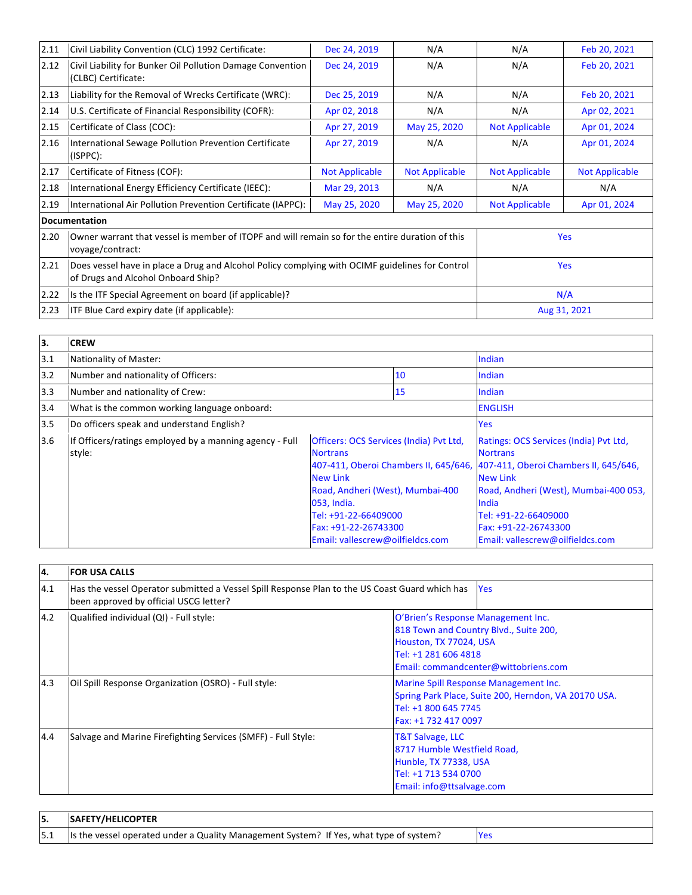| | | | | | |
|---|---|---|---|---|---|
| 2.11 | Civil Liability Convention (CLC) 1992 Certificate: | Dec 24, 2019 | N/A | N/A | Feb 20, 2021 |
| 2.12 | Civil Liability for Bunker Oil Pollution Damage Convention (CLBC) Certificate: | Dec 24, 2019 | N/A | N/A | Feb 20, 2021 |
| 2.13 | Liability for the Removal of Wrecks Certificate (WRC): | Dec 25, 2019 | N/A | N/A | Feb 20, 2021 |
| 2.14 | U.S. Certificate of Financial Responsibility (COFR): | Apr 02, 2018 | N/A | N/A | Apr 02, 2021 |
| 2.15 | Certificate of Class (COC): | Apr 27, 2019 | May 25, 2020 | Not Applicable | Apr 01, 2024 |
| 2.16 | International Sewage Pollution Prevention Certificate (ISPPC): | Apr 27, 2019 | N/A | N/A | Apr 01, 2024 |
| 2.17 | Certificate of Fitness (COF): | Not Applicable | Not Applicable | Not Applicable | Not Applicable |
| 2.18 | International Energy Efficiency Certificate (IEEC): | Mar 29, 2013 | N/A | N/A | N/A |
| 2.19 | International Air Pollution Prevention Certificate (IAPPC): | May 25, 2020 | May 25, 2020 | Not Applicable | Apr 01, 2024 |

**Documentation**

| | | |
|---|---|---|
| 2.20 | Owner warrant that vessel is member of ITOPF and will remain so for the entire duration of this voyage/contract: | Yes |
| 2.21 | Does vessel have in place a Drug and Alcohol Policy complying with OCIMF guidelines for Control of Drugs and Alcohol Onboard Ship? | Yes |
| 2.22 | Is the ITF Special Agreement on board (if applicable)? | N/A |
| 2.23 | ITF Blue Card expiry date (if applicable): | Aug 31, 2021 |

| 3. | CREW | | |
|---|---|---|---|
| 3.1 | Nationality of Master: | | Indian |
| 3.2 | Number and nationality of Officers: | 10 | Indian |
| 3.3 | Number and nationality of Crew: | 15 | Indian |
| 3.4 | What is the common working language onboard: | | ENGLISH |
| 3.5 | Do officers speak and understand English? | | Yes |
| 3.6 | If Officers/ratings employed by a manning agency - Full style: | Officers: OCS Services (India) Pvt Ltd, Nortrans<br>407-411, Oberoi Chambers II, 645/646, New Link<br>Road, Andheri (West), Mumbai-400 053, India.<br>Tel: +91-22-66409000<br>Fax: +91-22-26743300<br>Email: vallescrew@oilfieldcs.com | Ratings: OCS Services (India) Pvt Ltd, Nortrans<br>407-411, Oberoi Chambers II, 645/646, New Link<br>Road, Andheri (West), Mumbai-400 053, India<br>Tel: +91-22-66409000<br>Fax: +91-22-26743300<br>Email: vallescrew@oilfieldcs.com |

| 4. | FOR USA CALLS | |
|---|---|---|
| 4.1 | Has the vessel Operator submitted a Vessel Spill Response Plan to the US Coast Guard which has been approved by official USCG letter? | Yes |
| 4.2 | Qualified individual (QI) - Full style: | O'Brien's Response Management Inc.<br>818 Town and Country Blvd., Suite 200,<br>Houston, TX 77024, USA<br>Tel: +1 281 606 4818<br>Email: commandcenter@wittobriens.com |
| 4.3 | Oil Spill Response Organization (OSRO) - Full style: | Marine Spill Response Management Inc.<br>Spring Park Place, Suite 200, Herndon, VA 20170 USA.<br>Tel: +1 800 645 7745<br>Fax: +1 732 417 0097 |
| 4.4 | Salvage and Marine Firefighting Services (SMFF) - Full Style: | T&T Salvage, LLC<br>8717 Humble Westfield Road,<br>Hunble, TX 77338, USA<br>Tel: +1 713 534 0700<br>Email: info@ttsalvage.com |

| 5. | SAFETY/HELICOPTER | |
|---|---|---|
| 5.1 | Is the vessel operated under a Quality Management System? If Yes, what type of system? | Yes |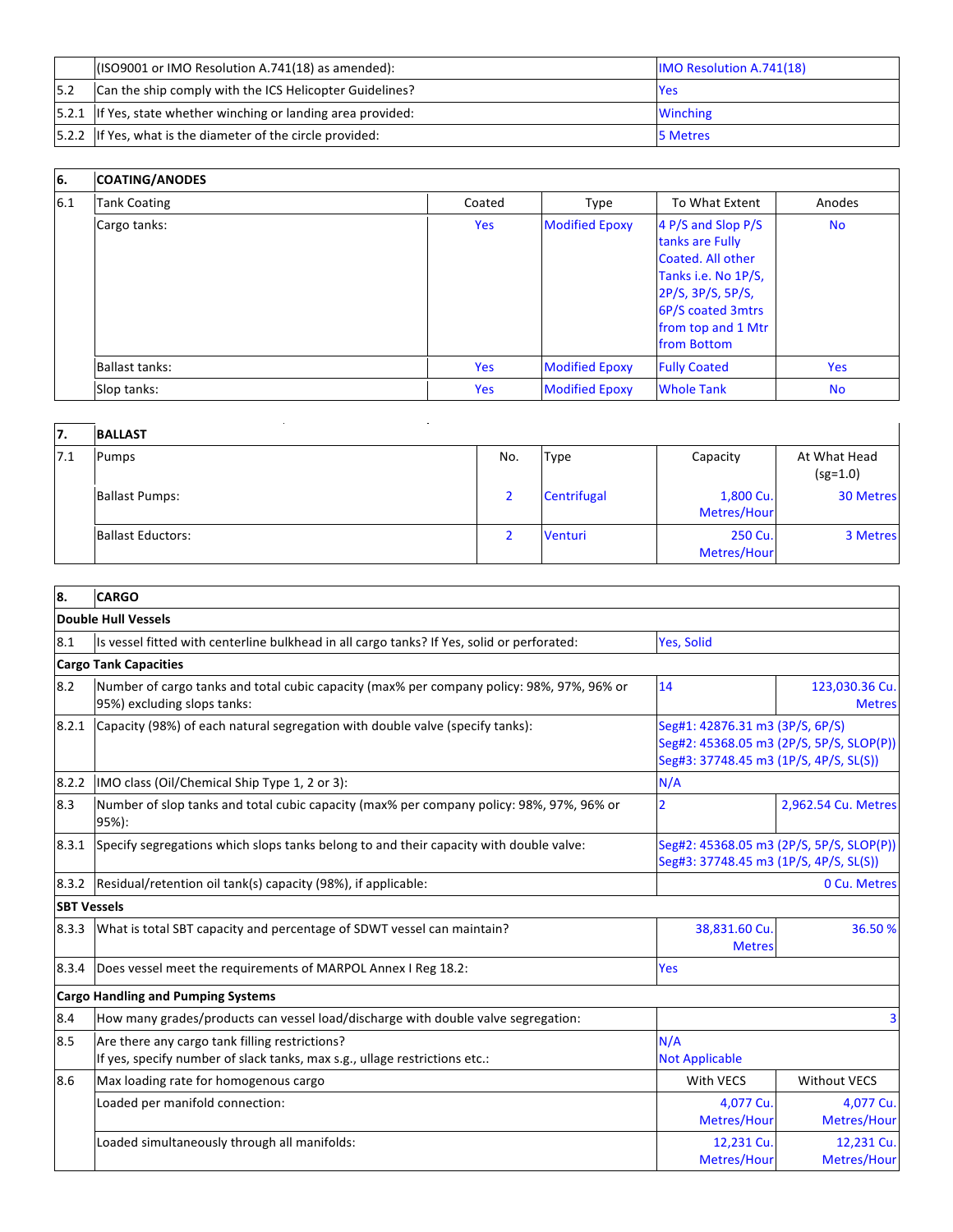| | | |
|---|---|---|
| | (ISO9001 or IMO Resolution A.741(18) as amended): | IMO Resolution A.741(18) |
| 5.2 | Can the ship comply with the ICS Helicopter Guidelines? | Yes |
| 5.2.1 | If Yes, state whether winching or landing area provided: | Winching |
| 5.2.2 | If Yes, what is the diameter of the circle provided: | 5 Metres |

| 6. | COATING/ANODES | | | | |
|---|---|---|---|---|---|
| 6.1 | Tank Coating | Coated | Type | To What Extent | Anodes |
| | Cargo tanks: | Yes | Modified Epoxy | 4 P/S and Slop P/S tanks are Fully Coated. All other Tanks i.e. No 1P/S, 2P/S, 3P/S, 5P/S, 6P/S coated 3mtrs from top and 1 Mtr from Bottom | No |
| | Ballast tanks: | Yes | Modified Epoxy | Fully Coated | Yes |
| | Slop tanks: | Yes | Modified Epoxy | Whole Tank | No |

| 7. | BALLAST | | | | |
|---|---|---|---|---|---|
| 7.1 | Pumps | No. | Type | Capacity | At What Head (sg=1.0) |
| | Ballast Pumps: | 2 | Centrifugal | 1,800 Cu. Metres/Hour | 30 Metres |
| | Ballast Eductors: | 2 | Venturi | 250 Cu. Metres/Hour | 3 Metres |

| 8. | CARGO | | |
|---|---|---|---|
| **Double Hull Vessels** | | | |
| 8.1 | Is vessel fitted with centerline bulkhead in all cargo tanks? If Yes, solid or perforated: | Yes, Solid | |
| **Cargo Tank Capacities** | | | |
| 8.2 | Number of cargo tanks and total cubic capacity (max% per company policy: 98%, 97%, 96% or 95%) excluding slops tanks: | 14 | 123,030.36 Cu. Metres |
| 8.2.1 | Capacity (98%) of each natural segregation with double valve (specify tanks): | Seg#1: 42876.31 m3 (3P/S, 6P/S)<br>Seg#2: 45368.05 m3 (2P/S, 5P/S, SLOP(P))<br>Seg#3: 37748.45 m3 (1P/S, 4P/S, SL(S)) | |
| 8.2.2 | IMO class (Oil/Chemical Ship Type 1, 2 or 3): | N/A | |
| 8.3 | Number of slop tanks and total cubic capacity (max% per company policy: 98%, 97%, 96% or 95%): | 2 | 2,962.54 Cu. Metres |
| 8.3.1 | Specify segregations which slops tanks belong to and their capacity with double valve: | Seg#2: 45368.05 m3 (2P/S, 5P/S, SLOP(P))<br>Seg#3: 37748.45 m3 (1P/S, 4P/S, SL(S)) | |
| 8.3.2 | Residual/retention oil tank(s) capacity (98%), if applicable: | | 0 Cu. Metres |
| **SBT Vessels** | | | |
| 8.3.3 | What is total SBT capacity and percentage of SDWT vessel can maintain? | 38,831.60 Cu. Metres | 36.50 % |
| 8.3.4 | Does vessel meet the requirements of MARPOL Annex I Reg 18.2: | Yes | |
| **Cargo Handling and Pumping Systems** | | | |
| 8.4 | How many grades/products can vessel load/discharge with double valve segregation: | | 3 |
| 8.5 | Are there any cargo tank filling restrictions?<br>If yes, specify number of slack tanks, max s.g., ullage restrictions etc.: | N/A<br>Not Applicable | |
| 8.6 | Max loading rate for homogenous cargo | With VECS | Without VECS |
| | Loaded per manifold connection: | 4,077 Cu. Metres/Hour | 4,077 Cu. Metres/Hour |
| | Loaded simultaneously through all manifolds: | 12,231 Cu. Metres/Hour | 12,231 Cu. Metres/Hour |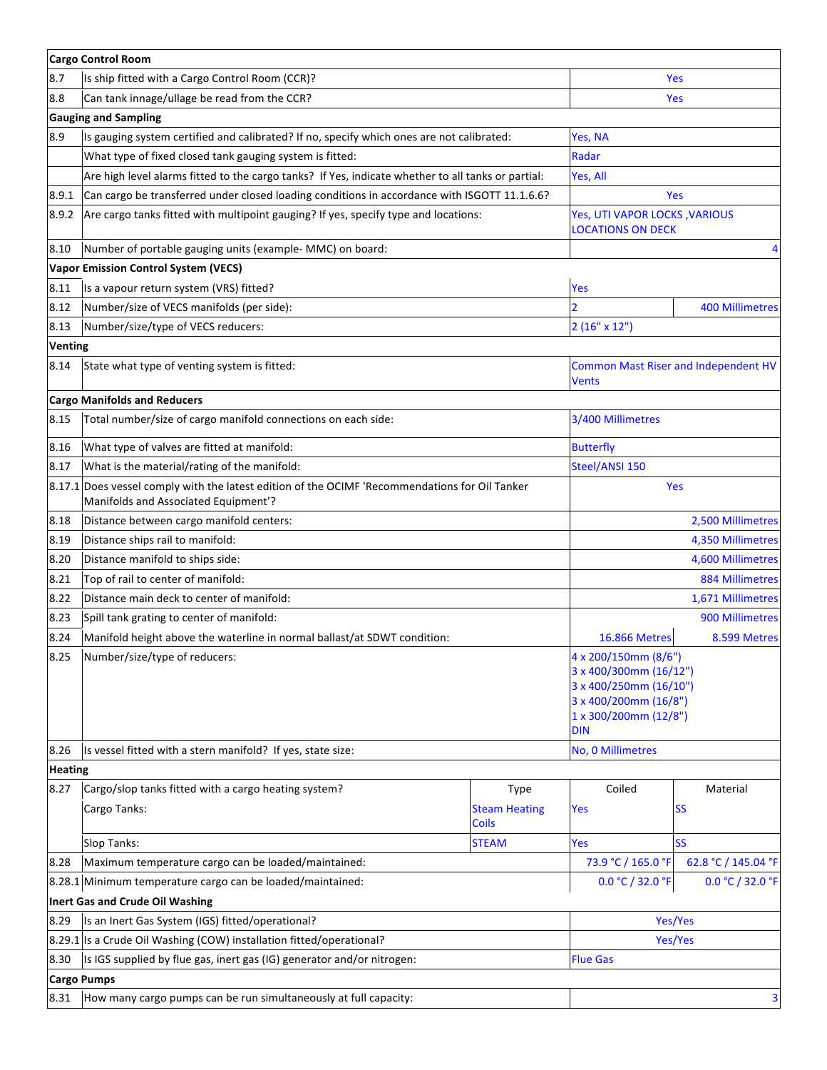| | | | | | |
|---|---|---|---|---|---|
| **Cargo Control Room** | | | | | |
| 8.7 | Is ship fitted with a Cargo Control Room (CCR)? | | Yes | | |
| 8.8 | Can tank innage/ullage be read from the CCR? | | Yes | | |
| **Gauging and Sampling** | | | | | |
| 8.9 | Is gauging system certified and calibrated? If no, specify which ones are not calibrated: | | Yes, NA | | |
| | What type of fixed closed tank gauging system is fitted: | | Radar | | |
| | Are high level alarms fitted to the cargo tanks? If Yes, indicate whether to all tanks or partial: | | Yes, All | | |
| 8.9.1 | Can cargo be transferred under closed loading conditions in accordance with ISGOTT 11.1.6.6? | | Yes | | |
| 8.9.2 | Are cargo tanks fitted with multipoint gauging? If yes, specify type and locations: | | Yes, UTI VAPOR LOCKS ,VARIOUS LOCATIONS ON DECK | | |
| 8.10 | Number of portable gauging units (example- MMC) on board: | | 4 | | |
| **Vapor Emission Control System (VECS)** | | | | | |
| 8.11 | Is a vapour return system (VRS) fitted? | | Yes | | |
| 8.12 | Number/size of VECS manifolds (per side): | | 2 | 400 Millimetres | |
| 8.13 | Number/size/type of VECS reducers: | | 2 (16" x 12") | | |
| **Venting** | | | | | |
| 8.14 | State what type of venting system is fitted: | | Common Mast Riser and Independent HV Vents | | |
| **Cargo Manifolds and Reducers** | | | | | |
| 8.15 | Total number/size of cargo manifold connections on each side: | | 3/400 Millimetres | | |
| 8.16 | What type of valves are fitted at manifold: | | Butterfly | | |
| 8.17 | What is the material/rating of the manifold: | | Steel/ANSI 150 | | |
| 8.17.1 | Does vessel comply with the latest edition of the OCIMF 'Recommendations for Oil Tanker Manifolds and Associated Equipment'? | | Yes | | |
| 8.18 | Distance between cargo manifold centers: | | 2,500 Millimetres | | |
| 8.19 | Distance ships rail to manifold: | | 4,350 Millimetres | | |
| 8.20 | Distance manifold to ships side: | | 4,600 Millimetres | | |
| 8.21 | Top of rail to center of manifold: | | 884 Millimetres | | |
| 8.22 | Distance main deck to center of manifold: | | 1,671 Millimetres | | |
| 8.23 | Spill tank grating to center of manifold: | | 900 Millimetres | | |
| 8.24 | Manifold height above the waterline in normal ballast/at SDWT condition: | | 16.866 Metres | 8.599 Metres | |
| 8.25 | Number/size/type of reducers: | | 4 x 200/150mm (8/6")<br>3 x 400/300mm (16/12")<br>3 x 400/250mm (16/10")<br>3 x 400/200mm (16/8")<br>1 x 300/200mm (12/8")<br>DIN | | |
| 8.26 | Is vessel fitted with a stern manifold? If yes, state size: | | No, 0 Millimetres | | |
| **Heating** | | | | | |
| 8.27 | Cargo/slop tanks fitted with a cargo heating system? | Type | Coiled | Material | |
| | Cargo Tanks: | Steam Heating Coils | Yes | SS | |
| | Slop Tanks: | STEAM | Yes | SS | |
| 8.28 | Maximum temperature cargo can be loaded/maintained: | | 73.9 °C / 165.0 °F | 62.8 °C / 145.04 °F | |
| 8.28.1 | Minimum temperature cargo can be loaded/maintained: | | 0.0 °C / 32.0 °F | 0.0 °C / 32.0 °F | |
| **Inert Gas and Crude Oil Washing** | | | | | |
| 8.29 | Is an Inert Gas System (IGS) fitted/operational? | | Yes/Yes | | |
| 8.29.1 | Is a Crude Oil Washing (COW) installation fitted/operational? | | Yes/Yes | | |
| 8.30 | Is IGS supplied by flue gas, inert gas (IG) generator and/or nitrogen: | | Flue Gas | | |
| **Cargo Pumps** | | | | | |
| 8.31 | How many cargo pumps can be run simultaneously at full capacity: | | 3 | | |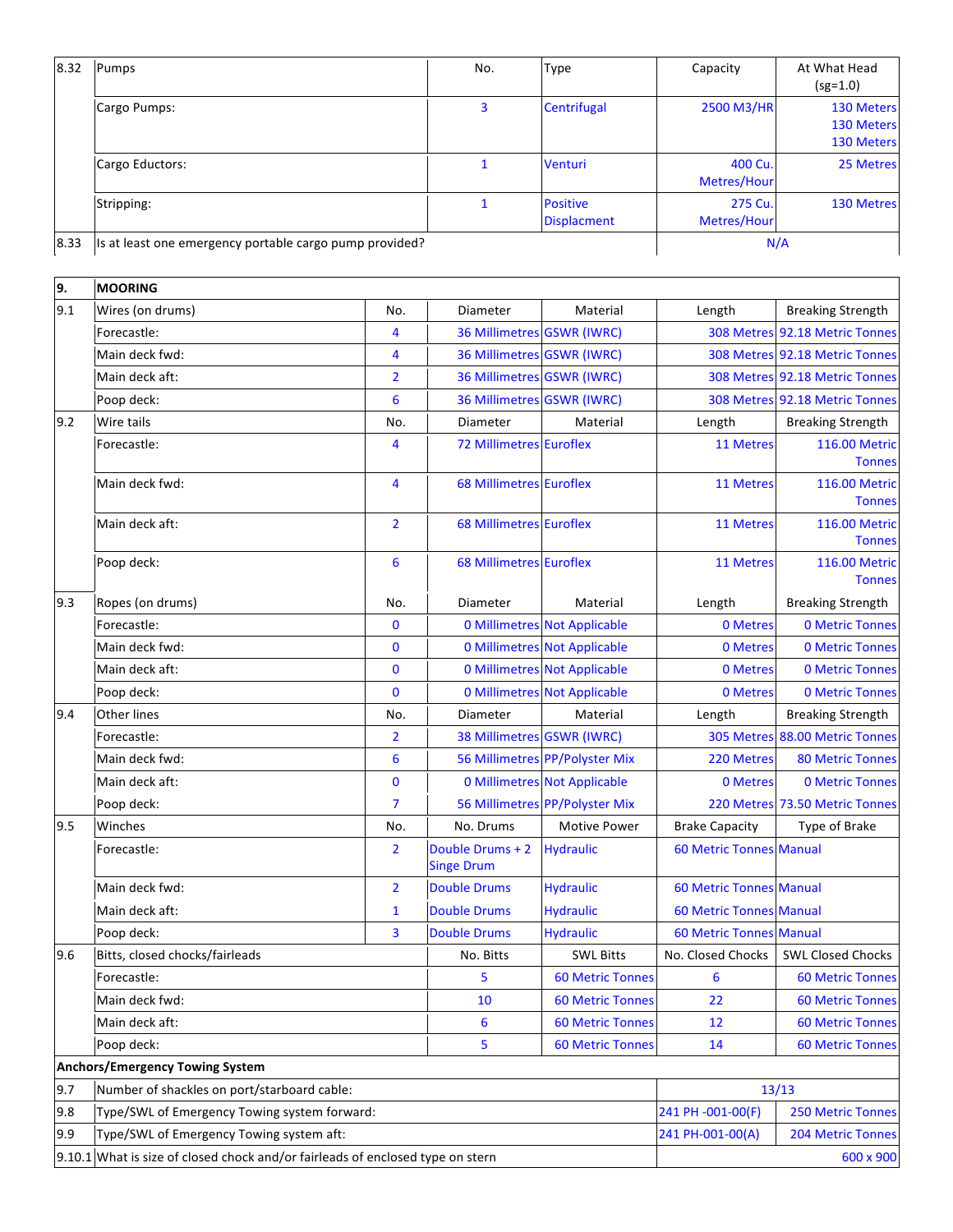| 8.32 | Pumps | No. | Type | Capacity | At What Head (sg=1.0) |
|---|---|---|---|---|---|
| | Cargo Pumps: | 3 | Centrifugal | 2500 M3/HR | 130 Meters 130 Meters 130 Meters |
| | Cargo Eductors: | 1 | Venturi | 400 Cu. Metres/Hour | 25 Metres |
| | Stripping: | 1 | Positive Displacment | 275 Cu. Metres/Hour | 130 Metres |
| 8.33 | Is at least one emergency portable cargo pump provided? | | | N/A | |

| 9. | MOORING | | | | | |
|---|---|---|---|---|---|---|
| 9.1 | Wires (on drums) | No. | Diameter | Material | Length | Breaking Strength |
| | Forecastle: | 4 | 36 Millimetres | GSWR (IWRC) | 308 Metres | 92.18 Metric Tonnes |
| | Main deck fwd: | 4 | 36 Millimetres | GSWR (IWRC) | 308 Metres | 92.18 Metric Tonnes |
| | Main deck aft: | 2 | 36 Millimetres | GSWR (IWRC) | 308 Metres | 92.18 Metric Tonnes |
| | Poop deck: | 6 | 36 Millimetres | GSWR (IWRC) | 308 Metres | 92.18 Metric Tonnes |
| 9.2 | Wire tails | No. | Diameter | Material | Length | Breaking Strength |
| | Forecastle: | 4 | 72 Millimetres | Euroflex | 11 Metres | 116.00 Metric Tonnes |
| | Main deck fwd: | 4 | 68 Millimetres | Euroflex | 11 Metres | 116.00 Metric Tonnes |
| | Main deck aft: | 2 | 68 Millimetres | Euroflex | 11 Metres | 116.00 Metric Tonnes |
| | Poop deck: | 6 | 68 Millimetres | Euroflex | 11 Metres | 116.00 Metric Tonnes |
| 9.3 | Ropes (on drums) | No. | Diameter | Material | Length | Breaking Strength |
| | Forecastle: | 0 | 0 Millimetres | Not Applicable | 0 Metres | 0 Metric Tonnes |
| | Main deck fwd: | 0 | 0 Millimetres | Not Applicable | 0 Metres | 0 Metric Tonnes |
| | Main deck aft: | 0 | 0 Millimetres | Not Applicable | 0 Metres | 0 Metric Tonnes |
| | Poop deck: | 0 | 0 Millimetres | Not Applicable | 0 Metres | 0 Metric Tonnes |
| 9.4 | Other lines | No. | Diameter | Material | Length | Breaking Strength |
| | Forecastle: | 2 | 38 Millimetres | GSWR (IWRC) | 305 Metres | 88.00 Metric Tonnes |
| | Main deck fwd: | 6 | 56 Millimetres | PP/Polyster Mix | 220 Metres | 80 Metric Tonnes |
| | Main deck aft: | 0 | 0 Millimetres | Not Applicable | 0 Metres | 0 Metric Tonnes |
| | Poop deck: | 7 | 56 Millimetres | PP/Polyster Mix | 220 Metres | 73.50 Metric Tonnes |
| 9.5 | Winches | No. | No. Drums | Motive Power | Brake Capacity | Type of Brake |
| | Forecastle: | 2 | Double Drums + 2 Singe Drum | Hydraulic | 60 Metric Tonnes | Manual |
| | Main deck fwd: | 2 | Double Drums | Hydraulic | 60 Metric Tonnes | Manual |
| | Main deck aft: | 1 | Double Drums | Hydraulic | 60 Metric Tonnes | Manual |
| | Poop deck: | 3 | Double Drums | Hydraulic | 60 Metric Tonnes | Manual |
| 9.6 | Bitts, closed chocks/fairleads | | No. Bitts | SWL Bitts | No. Closed Chocks | SWL Closed Chocks |
| | Forecastle: | | 5 | 60 Metric Tonnes | 6 | 60 Metric Tonnes |
| | Main deck fwd: | | 10 | 60 Metric Tonnes | 22 | 60 Metric Tonnes |
| | Main deck aft: | | 6 | 60 Metric Tonnes | 12 | 60 Metric Tonnes |
| | Poop deck: | | 5 | 60 Metric Tonnes | 14 | 60 Metric Tonnes |
| **Anchors/Emergency Towing System** | | | | | | |
| 9.7 | Number of shackles on port/starboard cable: | | | | 13/13 | |
| 9.8 | Type/SWL of Emergency Towing system forward: | | | | 241 PH -001-00(F) | 250 Metric Tonnes |
| 9.9 | Type/SWL of Emergency Towing system aft: | | | | 241 PH-001-00(A) | 204 Metric Tonnes |
| 9.10.1 | What is size of closed chock and/or fairleads of enclosed type on stern | | | | | 600 x 900 |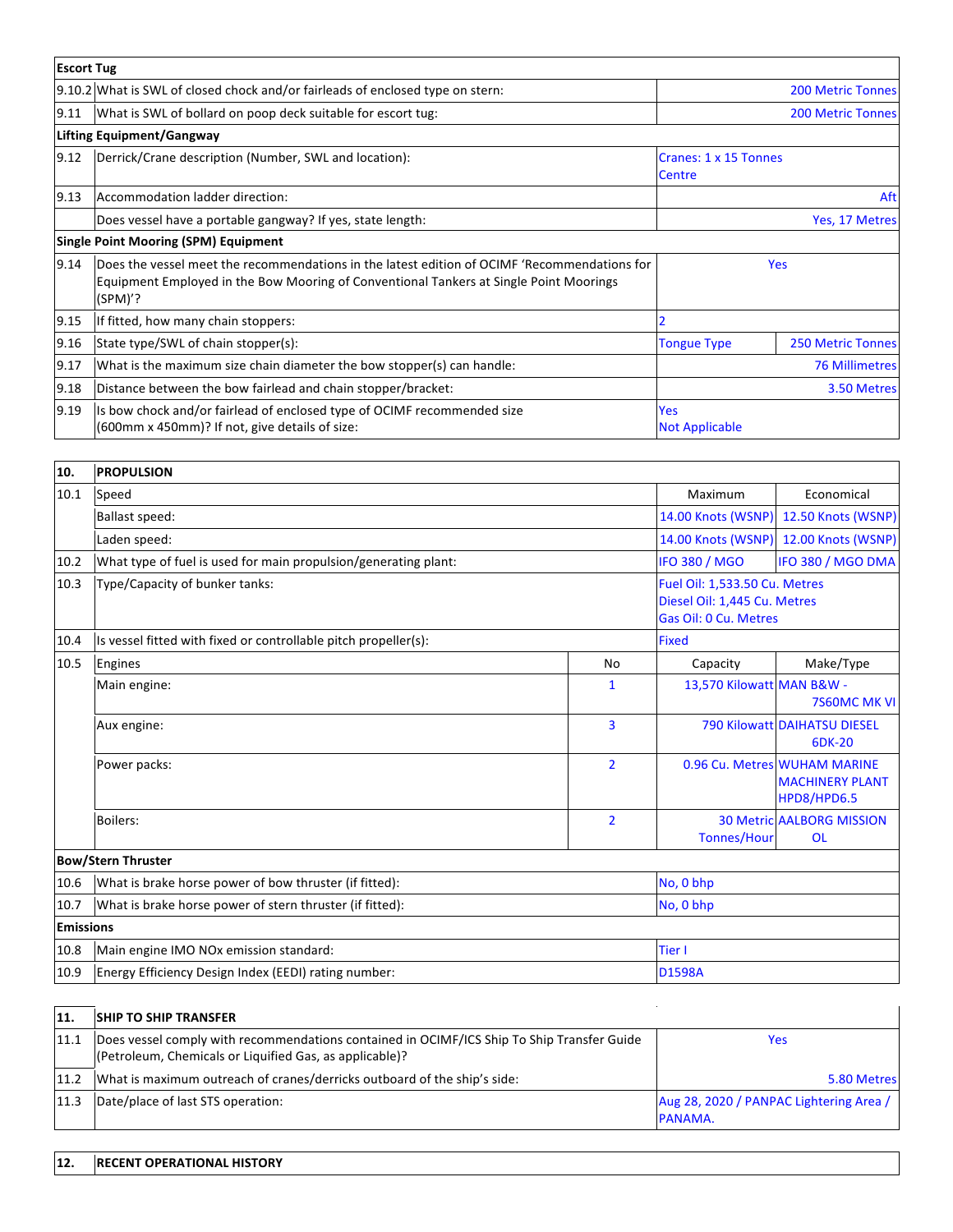| **Escort Tug** | | | |
|---|---|---|---|
| 9.10.2 | What is SWL of closed chock and/or fairleads of enclosed type on stern: | 200 Metric Tonnes | |
| 9.11 | What is SWL of bollard on poop deck suitable for escort tug: | 200 Metric Tonnes | |
| **Lifting Equipment/Gangway** | | | |
| 9.12 | Derrick/Crane description (Number, SWL and location): | Cranes: 1 x 15 Tonnes Centre | |
| 9.13 | Accommodation ladder direction: | Aft | |
| | Does vessel have a portable gangway? If yes, state length: | Yes, 17 Metres | |
| **Single Point Mooring (SPM) Equipment** | | | |
| 9.14 | Does the vessel meet the recommendations in the latest edition of OCIMF 'Recommendations for Equipment Employed in the Bow Mooring of Conventional Tankers at Single Point Moorings (SPM)'? | Yes | |
| 9.15 | If fitted, how many chain stoppers: | 2 | |
| 9.16 | State type/SWL of chain stopper(s): | Tongue Type | 250 Metric Tonnes |
| 9.17 | What is the maximum size chain diameter the bow stopper(s) can handle: | 76 Millimetres | |
| 9.18 | Distance between the bow fairlead and chain stopper/bracket: | 3.50 Metres | |
| 9.19 | Is bow chock and/or fairlead of enclosed type of OCIMF recommended size (600mm x 450mm)? If not, give details of size: | Yes<br>Not Applicable | |

| **10.** | **PROPULSION** | | | |
|---|---|---|---|---|
| 10.1 | Speed | | Maximum | Economical |
| | Ballast speed: | | 14.00 Knots (WSNP) | 12.50 Knots (WSNP) |
| | Laden speed: | | 14.00 Knots (WSNP) | 12.00 Knots (WSNP) |
| 10.2 | What type of fuel is used for main propulsion/generating plant: | | IFO 380 / MGO | IFO 380 / MGO DMA |
| 10.3 | Type/Capacity of bunker tanks: | | Fuel Oil: 1,533.50 Cu. Metres<br>Diesel Oil: 1,445 Cu. Metres<br>Gas Oil: 0 Cu. Metres | |
| 10.4 | Is vessel fitted with fixed or controllable pitch propeller(s): | | Fixed | |
| 10.5 | Engines | No | Capacity | Make/Type |
| | Main engine: | 1 | 13,570 Kilowatt | MAN B&W - 7S60MC MK VI |
| | Aux engine: | 3 | 790 Kilowatt | DAIHATSU DIESEL 6DK-20 |
| | Power packs: | 2 | 0.96 Cu. Metres | WUHAM MARINE MACHINERY PLANT HPD8/HPD6.5 |
| | Boilers: | 2 | 30 Metric Tonnes/Hour | AALBORG MISSION OL |
| **Bow/Stern Thruster** | | | | |
| 10.6 | What is brake horse power of bow thruster (if fitted): | | No, 0 bhp | |
| 10.7 | What is brake horse power of stern thruster (if fitted): | | No, 0 bhp | |
| **Emissions** | | | | |
| 10.8 | Main engine IMO NOx emission standard: | | Tier I | |
| 10.9 | Energy Efficiency Design Index (EEDI) rating number: | | D1598A | |

| **11.** | **SHIP TO SHIP TRANSFER** | |
|---|---|---|
| 11.1 | Does vessel comply with recommendations contained in OCIMF/ICS Ship To Ship Transfer Guide (Petroleum, Chemicals or Liquified Gas, as applicable)? | Yes |
| 11.2 | What is maximum outreach of cranes/derricks outboard of the ship's side: | 5.80 Metres |
| 11.3 | Date/place of last STS operation: | Aug 28, 2020 / PANPAC Lightering Area / PANAMA. |

| **12.** | **RECENT OPERATIONAL HISTORY** |
|---|---|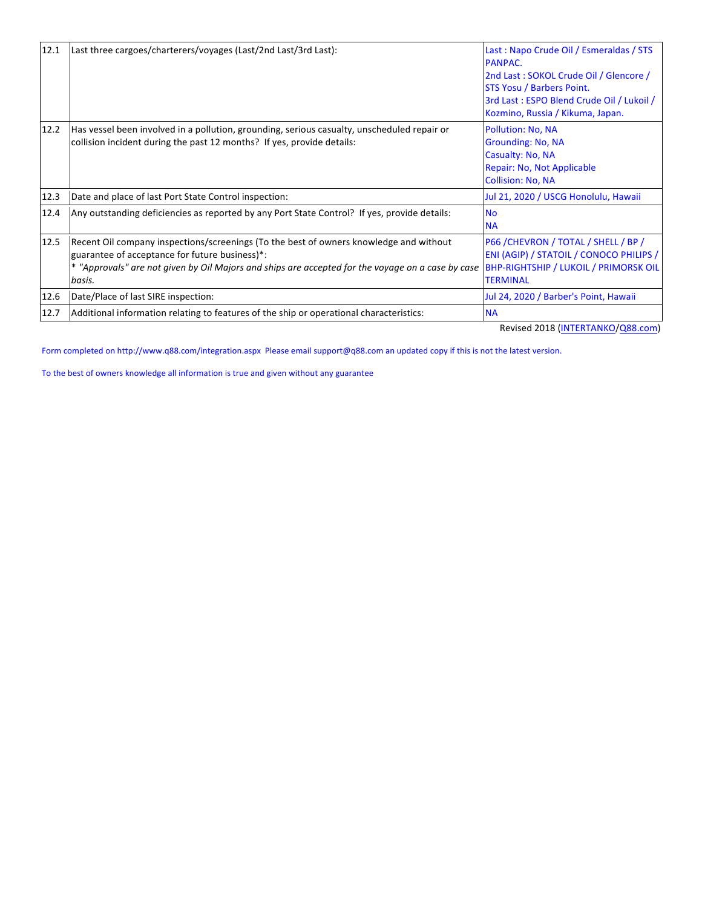| | | |
|---|---|---|
| 12.1 | Last three cargoes/charterers/voyages (Last/2nd Last/3rd Last): | Last : Napo Crude Oil / Esmeraldas / STS PANPAC.<br>2nd Last : SOKOL Crude Oil / Glencore / STS Yosu / Barbers Point.<br>3rd Last : ESPO Blend Crude Oil / Lukoil / Kozmino, Russia / Kikuma, Japan. |
| 12.2 | Has vessel been involved in a pollution, grounding, serious casualty, unscheduled repair or collision incident during the past 12 months? If yes, provide details: | Pollution: No, NA<br>Grounding: No, NA<br>Casualty: No, NA<br>Repair: No, Not Applicable<br>Collision: No, NA |
| 12.3 | Date and place of last Port State Control inspection: | Jul 21, 2020 / USCG Honolulu, Hawaii |
| 12.4 | Any outstanding deficiencies as reported by any Port State Control? If yes, provide details: | No<br>NA |
| 12.5 | Recent Oil company inspections/screenings (To the best of owners knowledge and without guarantee of acceptance for future business)*:<br>* *"Approvals" are not given by Oil Majors and ships are accepted for the voyage on a case by case basis.* | P66 /CHEVRON / TOTAL / SHELL / BP / ENI (AGIP) / STATOIL / CONOCO PHILIPS / BHP-RIGHTSHIP / LUKOIL / PRIMORSK OIL TERMINAL |
| 12.6 | Date/Place of last SIRE inspection: | Jul 24, 2020 / Barber's Point, Hawaii |
| 12.7 | Additional information relating to features of the ship or operational characteristics: | NA |

Revised 2018 (INTERTANKO/Q88.com)

Form completed on http://www.q88.com/integration.aspx Please email support@q88.com an updated copy if this is not the latest version.

To the best of owners knowledge all information is true and given without any guarantee